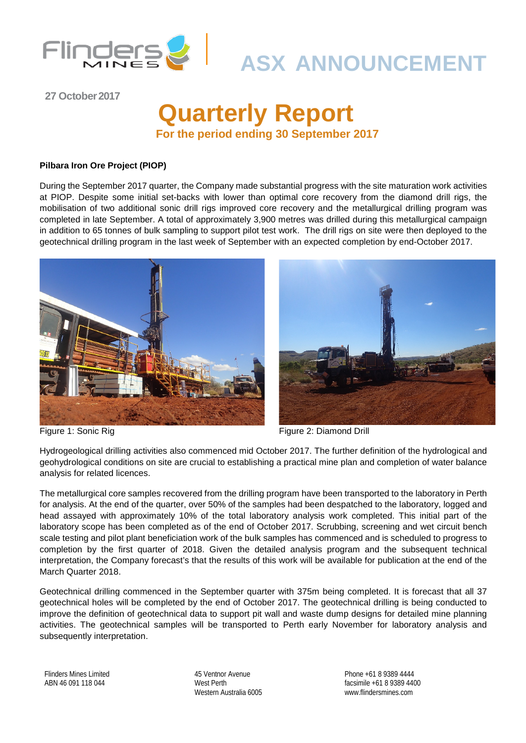ASX ANNOUNCEMENT

27 October 2017

# Quarterly Report

## For the period ending 30 September 2017

**Pilbara Iron Ore Project (PIOP)**

During the September 2017 quarter, the Company made substantial progress with the site maturation work activities at PIOP. Despite some initial set-backs with lower than optimal core recovery from the diamond drill rigs, the mobilisation of two additional sonic drill rigs improved core recovery and the metallurgical drilling program was completed in late September. A total of approximately 3,900 metres was drilled during this metallurgical campaign in addition to 65 tonnes of bulk sampling to support pilot test work. The drill rigs on site were then deployed to the geotechnical drilling program in the last week of September with an expected completion by end-October 2017.

Figure 1: Sonic Rig

Figure 2: Diamond Drill

Hydrogeological drilling activities also commenced mid October 2017. The further definition of the hydrological and geohydrological conditions on site are crucial to establishing a practical mine plan and completion of water balance analysis for related licences.

The metallurgical core samples recovered from the drilling program have been transported to the laboratory in Perth for analysis. At the end of the quarter, over 50% of the samples had been despatched to the laboratory, logged and head assayed with approximately 10% of the total laboratory analysis work completed. This initial part of the laboratory scope has been completed as of the end of October 2017. Scrubbing, screening and wet circuit bench scale testing and pilot plant beneficiation work of the bulk samples has commenced and is scheduled to progress to completion by the first quarter of 2018. Given the detailed analysis program and the subsequent technical interpretation, the Company forecast's that the results of this work will be available for publication at the end of the March Quarter 2018.

Geotechnical drilling commenced in the September quarter with 375m being completed. It is forecast that all 37 geotechnical holes will be completed by the end of October 2017. The geotechnical drilling is being conducted to improve the definition of geotechnical data to support pit wall and waste dump designs for detailed mine planning activities. The geotechnical samples will be transported to Perth early November for laboratory analysis and subsequently interpretation.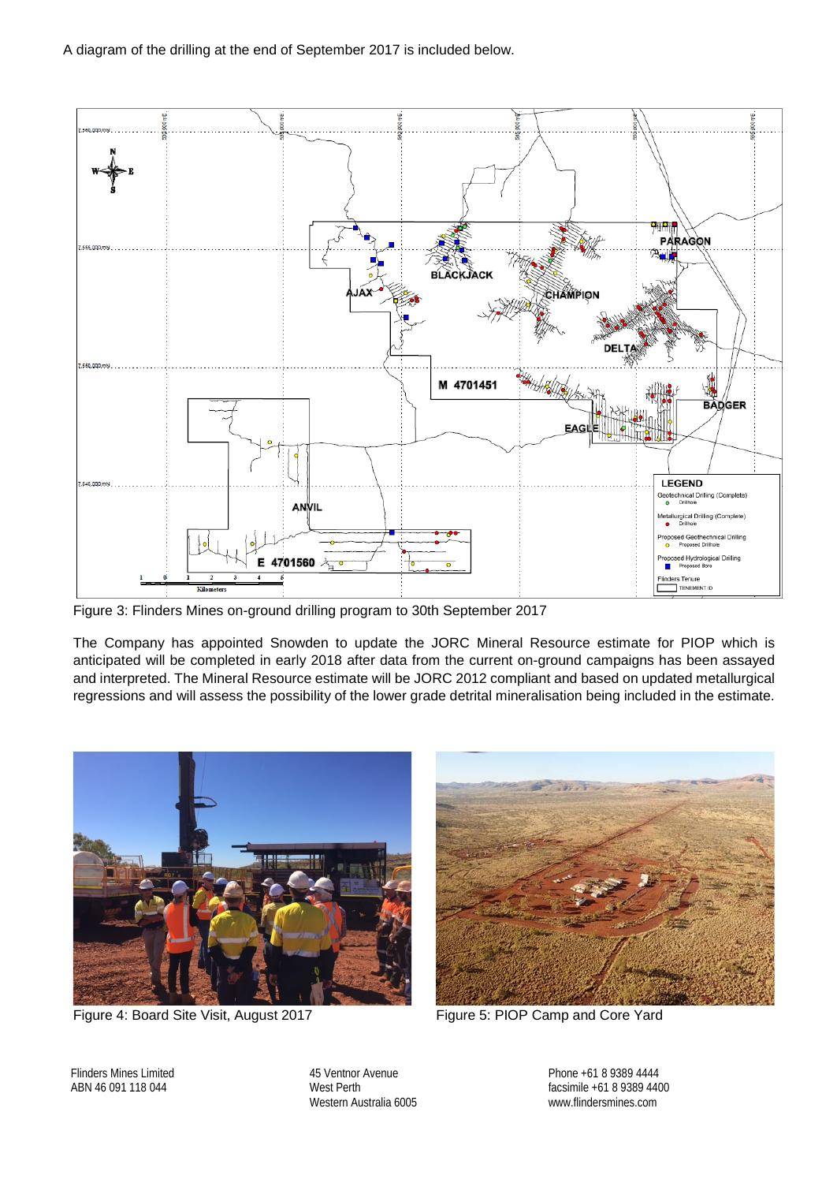A diagram of the drilling at the end of September 2017 is included below.

Figure 3: Flinders Mines on-ground drilling program to 30th September 2017

The Company has appointed Snowden to update the JORC Mineral Resource estimate for PIOP which is anticipated will be completed in early 2018 after data from the current on-ground campaigns has been assayed and interpreted. The Mineral Resource estimate will be JORC 2012 compliant and based on updated metallurgical regressions and will assess the possibility of the lower grade detrital mineralisation being included in the estimate.

Figure 4: Board Site Visit, August 2017

Figure 5: PIOP Camp and Core Yard

Flinders Mines Limited
ABN 46 091 118 044

45 Ventnor Avenue
West Perth
Western Australia 6005

Phone +61 8 9389 4444
facsimile +61 8 9389 4400
www.flindersmines.com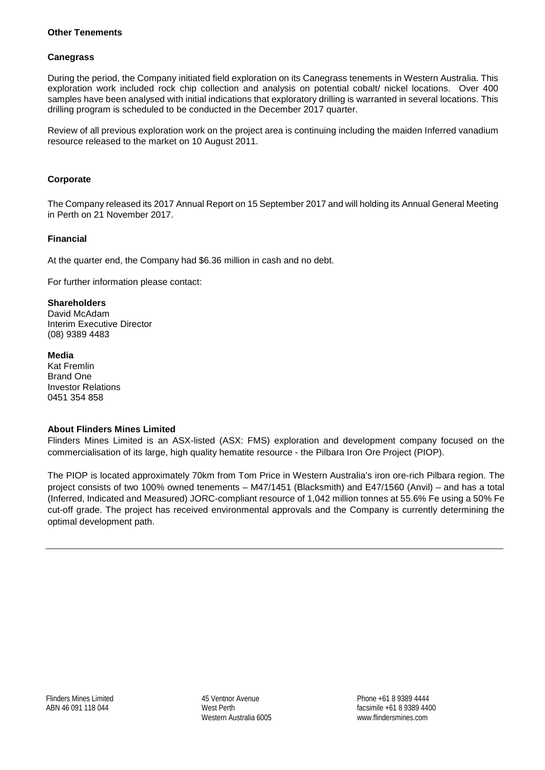**Other Tenements**

**Canegrass**

During the period, the Company initiated field exploration on its Canegrass tenements in Western Australia. This exploration work included rock chip collection and analysis on potential cobalt/ nickel locations. Over 400 samples have been analysed with initial indications that exploratory drilling is warranted in several locations. This drilling program is scheduled to be conducted in the December 2017 quarter.

Review of all previous exploration work on the project area is continuing including the maiden Inferred vanadium resource released to the market on 10 August 2011.

**Corporate**

The Company released its 2017 Annual Report on 15 September 2017 and will holding its Annual General Meeting in Perth on 21 November 2017.

**Financial**

At the quarter end, the Company had $6.36 million in cash and no debt.

For further information please contact:

**Shareholders**
David McAdam
Interim Executive Director
(08) 9389 4483

**Media**
Kat Fremlin
Brand One
Investor Relations
0451 354 858

**About Flinders Mines Limited**
Flinders Mines Limited is an ASX-listed (ASX: FMS) exploration and development company focused on the commercialisation of its large, high quality hematite resource - the Pilbara Iron Ore Project (PIOP).

The PIOP is located approximately 70km from Tom Price in Western Australia's iron ore-rich Pilbara region. The project consists of two 100% owned tenements – M47/1451 (Blacksmith) and E47/1560 (Anvil) – and has a total (Inferred, Indicated and Measured) JORC-compliant resource of 1,042 million tonnes at 55.6% Fe using a 50% Fe cut-off grade. The project has received environmental approvals and the Company is currently determining the optimal development path.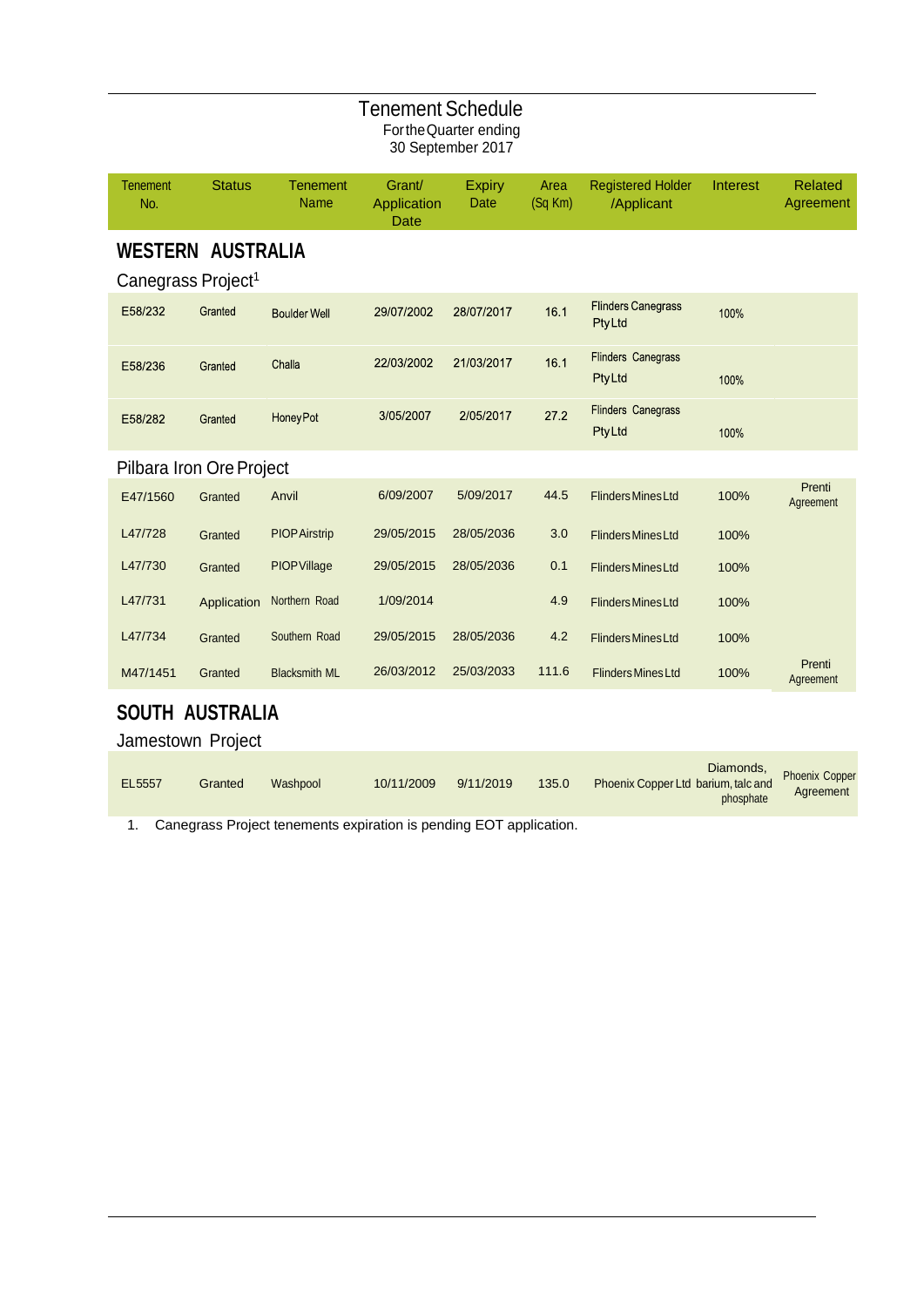# Tenement Schedule

For the Quarter ending
30 September 2017

| Tenement No. | Status | Tenement Name | Grant/ Application Date | Expiry Date | Area (Sq Km) | Registered Holder /Applicant | Interest | Related Agreement |
|---|---|---|---|---|---|---|---|---|
| **WESTERN AUSTRALIA** | | | | | | | | |
| Canegrass Project[1] | | | | | | | | |
| E58/232 | Granted | Boulder Well | 29/07/2002 | 28/07/2017 | 16.1 | Flinders Canegrass Pty Ltd | 100% | |
| E58/236 | Granted | Challa | 22/03/2002 | 21/03/2017 | 16.1 | Flinders Canegrass Pty Ltd | 100% | |
| E58/282 | Granted | Honey Pot | 3/05/2007 | 2/05/2017 | 27.2 | Flinders Canegrass Pty Ltd | 100% | |
| Pilbara Iron Ore Project | | | | | | | | |
| E47/1560 | Granted | Anvil | 6/09/2007 | 5/09/2017 | 44.5 | Flinders Mines Ltd | 100% | Prenti Agreement |
| L47/728 | Granted | PIOP Airstrip | 29/05/2015 | 28/05/2036 | 3.0 | Flinders Mines Ltd | 100% | |
| L47/730 | Granted | PIOP Village | 29/05/2015 | 28/05/2036 | 0.1 | Flinders Mines Ltd | 100% | |
| L47/731 | Application | Northern Road | 1/09/2014 | | 4.9 | Flinders Mines Ltd | 100% | |
| L47/734 | Granted | Southern Road | 29/05/2015 | 28/05/2036 | 4.2 | Flinders Mines Ltd | 100% | |
| M47/1451 | Granted | Blacksmith ML | 26/03/2012 | 25/03/2033 | 111.6 | Flinders Mines Ltd | 100% | Prenti Agreement |
| **SOUTH AUSTRALIA** | | | | | | | | |
| Jamestown Project | | | | | | | | |
| EL5557 | Granted | Washpool | 10/11/2009 | 9/11/2019 | 135.0 | Phoenix Copper Ltd | Diamonds, barium, talc and phosphate | Phoenix Copper Agreement |

1. Canegrass Project tenements expiration is pending EOT application.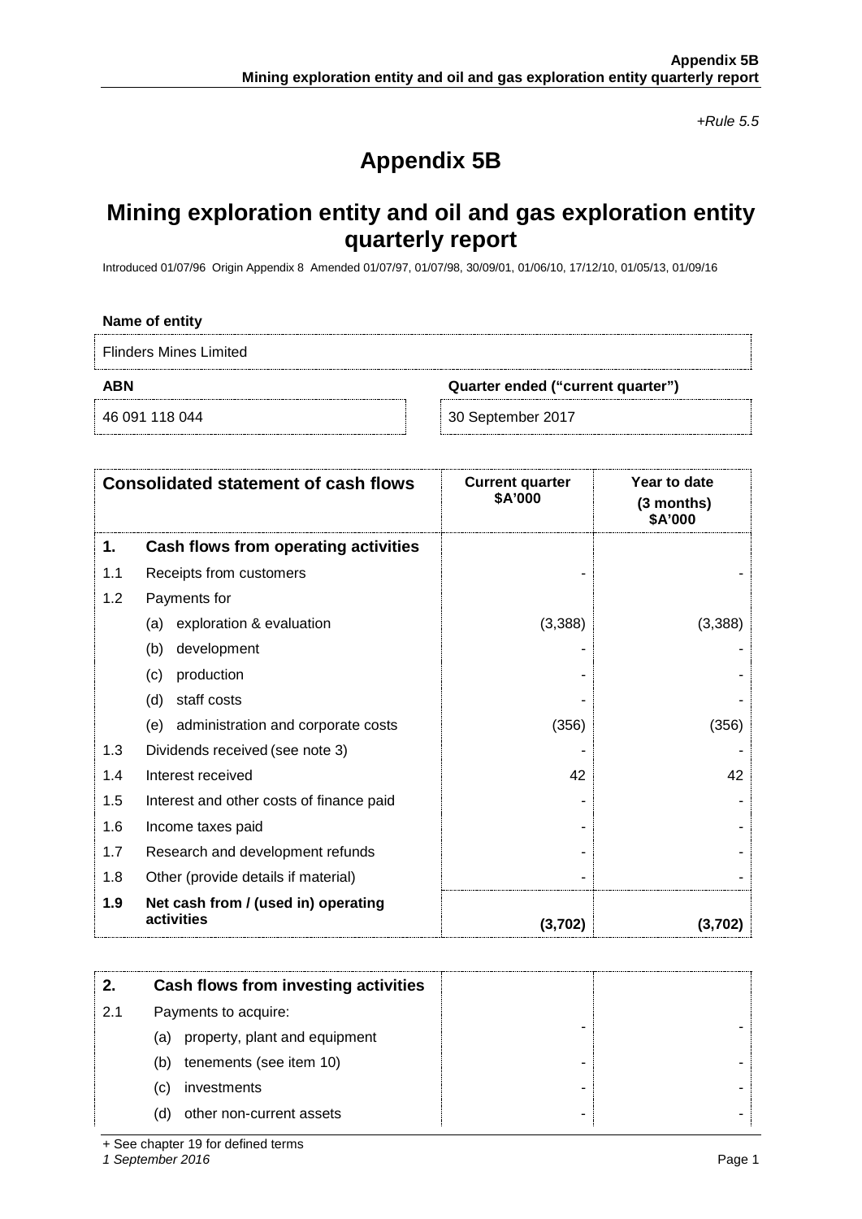*+Rule 5.5*

# Appendix 5B

## Mining exploration entity and oil and gas exploration entity quarterly report

Introduced 01/07/96 Origin Appendix 8 Amended 01/07/97, 01/07/98, 30/09/01, 01/06/10, 17/12/10, 01/05/13, 01/09/16

**Name of entity**

Flinders Mines Limited

| **ABN** | **Quarter ended ("current quarter")** |
|---|---|
| 46 091 118 044 | 30 September 2017 |

| **Consolidated statement of cash flows** | | **Current quarter $A'000** | **Year to date (3 months) $A'000** |
|---|---|---|---|
| **1.** | **Cash flows from operating activities** | | |
| 1.1 | Receipts from customers | - | - |
| 1.2 | Payments for | | |
| | (a) exploration & evaluation | (3,388) | (3,388) |
| | (b) development | - | - |
| | (c) production | - | - |
| | (d) staff costs | - | - |
| | (e) administration and corporate costs | (356) | (356) |
| 1.3 | Dividends received (see note 3) | - | - |
| 1.4 | Interest received | 42 | 42 |
| 1.5 | Interest and other costs of finance paid | - | - |
| 1.6 | Income taxes paid | - | - |
| 1.7 | Research and development refunds | - | - |
| 1.8 | Other (provide details if material) | - | - |
| **1.9** | **Net cash from / (used in) operating activities** | **(3,702)** | **(3,702)** |

| **2.** | **Cash flows from investing activities** | | |
|---|---|---|---|
| 2.1 | Payments to acquire: | | |
| | (a) property, plant and equipment | - | - |
| | (b) tenements (see item 10) | - | - |
| | (c) investments | - | - |
| | (d) other non-current assets | - | - |

+ See chapter 19 for defined terms

*1 September 2016*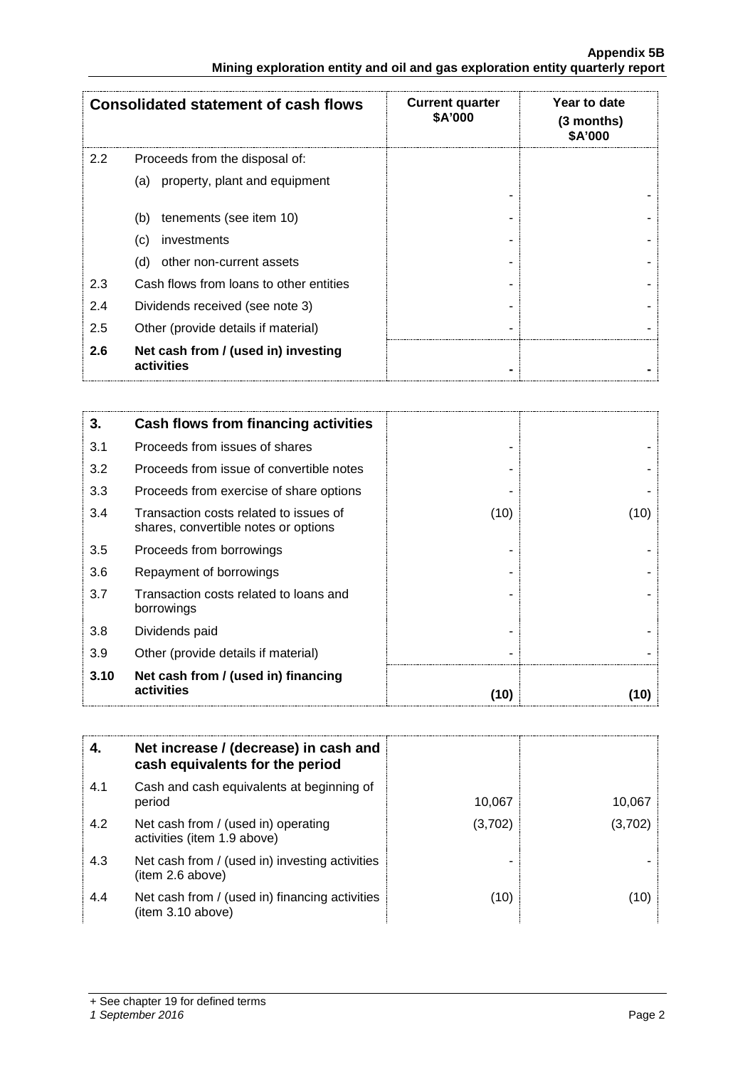| Consolidated statement of cash flows | | Current quarter $A'000 | Year to date (3 months) $A'000 |
|---|---|---|---|
| 2.2 | Proceeds from the disposal of: | | |
| | (a) property, plant and equipment | - | - |
| | (b) tenements (see item 10) | - | - |
| | (c) investments | - | - |
| | (d) other non-current assets | - | - |
| 2.3 | Cash flows from loans to other entities | - | - |
| 2.4 | Dividends received (see note 3) | - | - |
| 2.5 | Other (provide details if material) | - | - |
| **2.6** | **Net cash from / (used in) investing activities** | **-** | **-** |

| **3.** | **Cash flows from financing activities** | | |
|---|---|---|---|
| 3.1 | Proceeds from issues of shares | - | - |
| 3.2 | Proceeds from issue of convertible notes | - | - |
| 3.3 | Proceeds from exercise of share options | - | - |
| 3.4 | Transaction costs related to issues of shares, convertible notes or options | (10) | (10) |
| 3.5 | Proceeds from borrowings | - | - |
| 3.6 | Repayment of borrowings | - | - |
| 3.7 | Transaction costs related to loans and borrowings | - | - |
| 3.8 | Dividends paid | - | - |
| 3.9 | Other (provide details if material) | - | - |
| **3.10** | **Net cash from / (used in) financing activities** | **(10)** | **(10)** |

| **4.** | **Net increase / (decrease) in cash and cash equivalents for the period** | | |
|---|---|---|---|
| 4.1 | Cash and cash equivalents at beginning of period | 10,067 | 10,067 |
| 4.2 | Net cash from / (used in) operating activities (item 1.9 above) | (3,702) | (3,702) |
| 4.3 | Net cash from / (used in) investing activities (item 2.6 above) | - | - |
| 4.4 | Net cash from / (used in) financing activities (item 3.10 above) | (10) | (10) |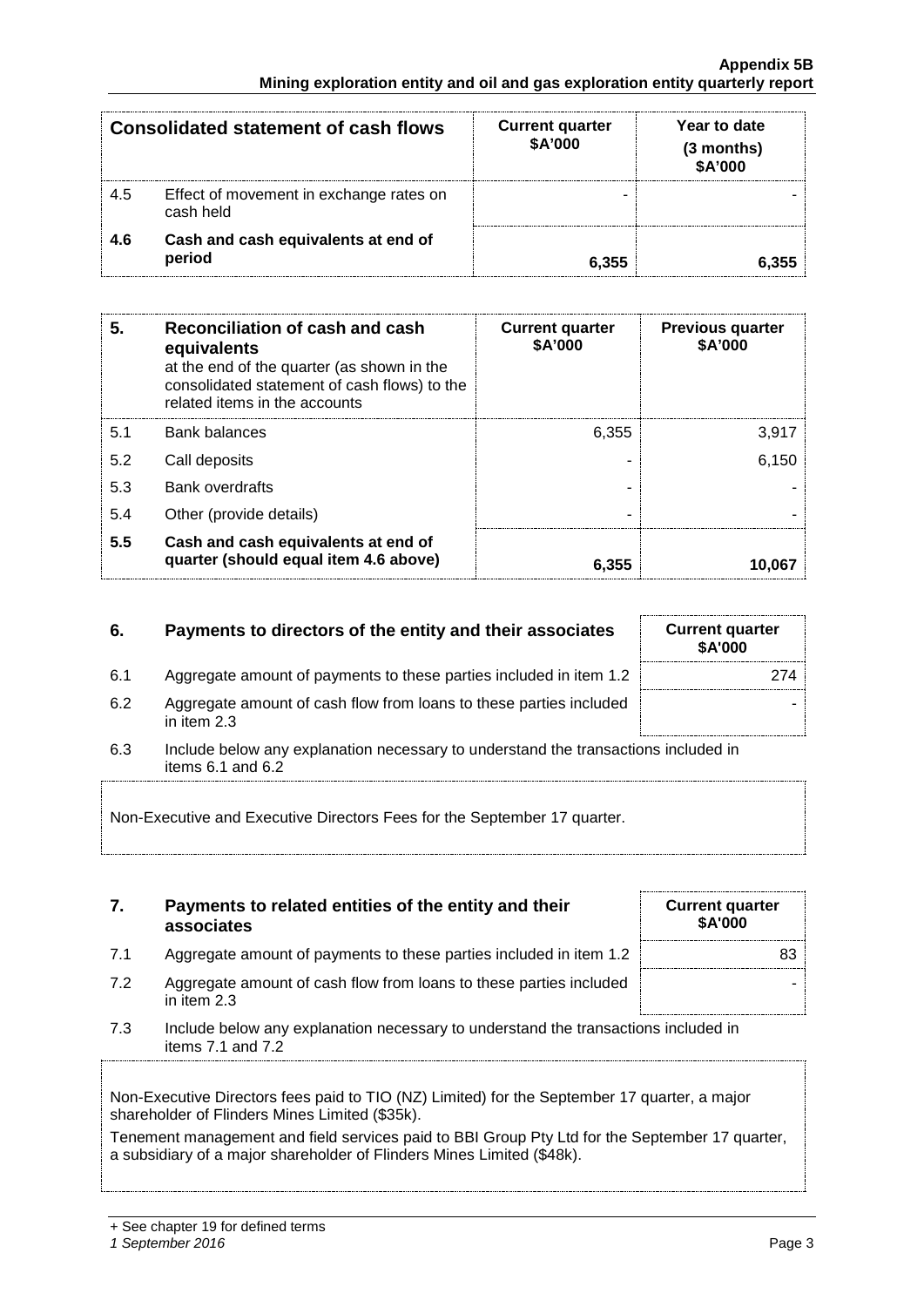| Consolidated statement of cash flows | | Current quarter $A'000 | Year to date (3 months) $A'000 |
|---|---|---|---|
| 4.5 | Effect of movement in exchange rates on cash held | - | - |
| **4.6** | **Cash and cash equivalents at end of period** | **6,355** | **6,355** |

| **5.** | **Reconciliation of cash and cash equivalents** at the end of the quarter (as shown in the consolidated statement of cash flows) to the related items in the accounts | **Current quarter $A'000** | **Previous quarter $A'000** |
|---|---|---|---|
| 5.1 | Bank balances | 6,355 | 3,917 |
| 5.2 | Call deposits | - | 6,150 |
| 5.3 | Bank overdrafts | - | - |
| 5.4 | Other (provide details) | - | - |
| **5.5** | **Cash and cash equivalents at end of quarter (should equal item 4.6 above)** | **6,355** | **10,067** |

| **6.** | **Payments to directors of the entity and their associates** | **Current quarter $A'000** |
|---|---|---|
| 6.1 | Aggregate amount of payments to these parties included in item 1.2 | 274 |
| 6.2 | Aggregate amount of cash flow from loans to these parties included in item 2.3 | - |

6.3 Include below any explanation necessary to understand the transactions included in items 6.1 and 6.2

Non-Executive and Executive Directors Fees for the September 17 quarter.

| **7.** | **Payments to related entities of the entity and their associates** | **Current quarter $A'000** |
|---|---|---|
| 7.1 | Aggregate amount of payments to these parties included in item 1.2 | 83 |
| 7.2 | Aggregate amount of cash flow from loans to these parties included in item 2.3 | - |

7.3 Include below any explanation necessary to understand the transactions included in items 7.1 and 7.2

Non-Executive Directors fees paid to TIO (NZ) Limited) for the September 17 quarter, a major shareholder of Flinders Mines Limited ($35k).

Tenement management and field services paid to BBI Group Pty Ltd for the September 17 quarter, a subsidiary of a major shareholder of Flinders Mines Limited ($48k).

+ See chapter 19 for defined terms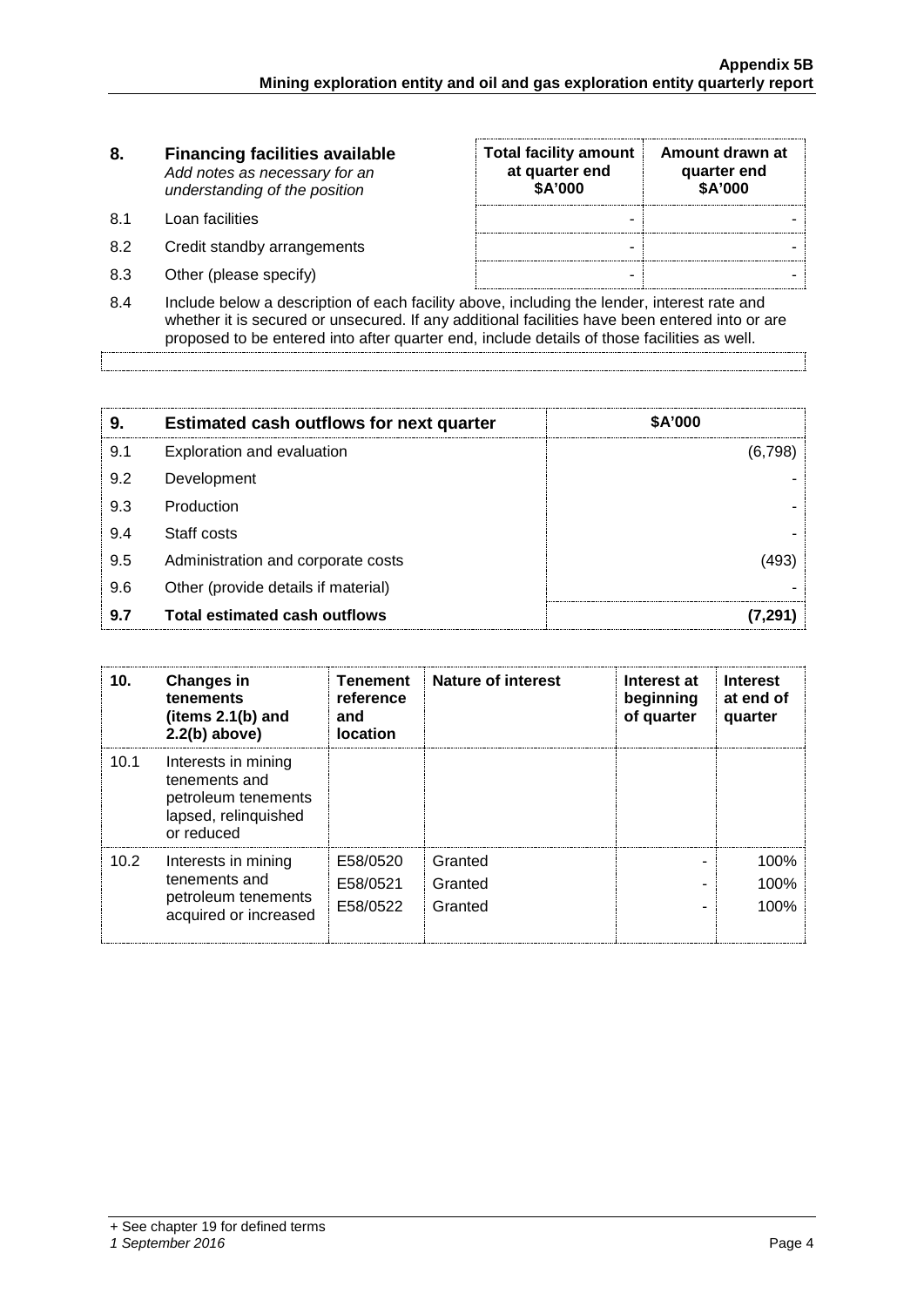| 8. | **Financing facilities available** *Add notes as necessary for an understanding of the position* | **Total facility amount at quarter end \$A'000** | **Amount drawn at quarter end \$A'000** |
|---|---|---|---|
| 8.1 | Loan facilities | - | - |
| 8.2 | Credit standby arrangements | - | - |
| 8.3 | Other (please specify) | - | - |

8.4 Include below a description of each facility above, including the lender, interest rate and whether it is secured or unsecured. If any additional facilities have been entered into or are proposed to be entered into after quarter end, include details of those facilities as well.

| 9. | **Estimated cash outflows for next quarter** | **\$A'000** |
|---|---|---|
| 9.1 | Exploration and evaluation | (6,798) |
| 9.2 | Development | - |
| 9.3 | Production | - |
| 9.4 | Staff costs | - |
| 9.5 | Administration and corporate costs | (493) |
| 9.6 | Other (provide details if material) | - |
| **9.7** | **Total estimated cash outflows** | **(7,291)** |

| 10. | **Changes in tenements (items 2.1(b) and 2.2(b) above)** | **Tenement reference and location** | **Nature of interest** | **Interest at beginning of quarter** | **Interest at end of quarter** |
|---|---|---|---|---|---|
| 10.1 | Interests in mining tenements and petroleum tenements lapsed, relinquished or reduced | | | | |
| 10.2 | Interests in mining tenements and petroleum tenements acquired or increased | E58/0520<br>E58/0521<br>E58/0522 | Granted<br>Granted<br>Granted | -<br>-<br>- | 100%<br>100%<br>100% |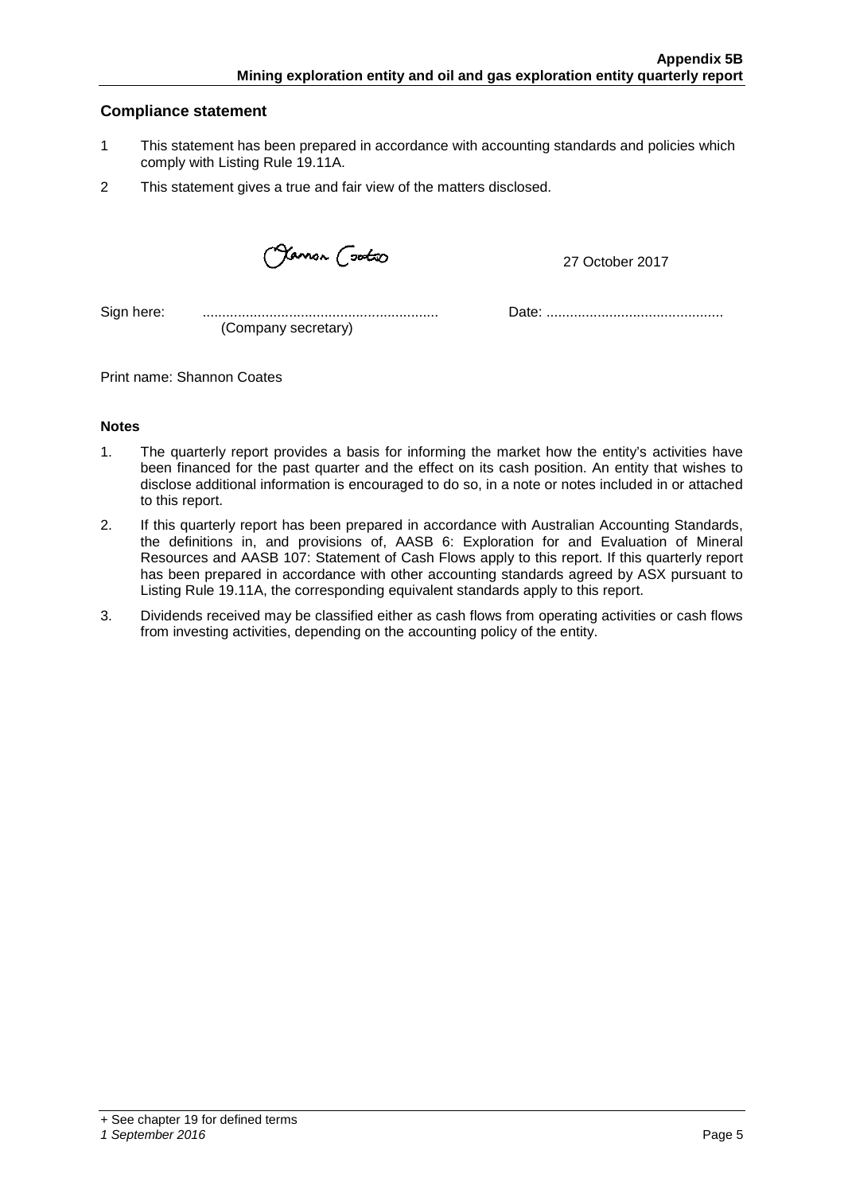## Compliance statement

1 This statement has been prepared in accordance with accounting standards and policies which comply with Listing Rule 19.11A.

2 This statement gives a true and fair view of the matters disclosed.

Sign here: ............................................................ (Company secretary)

Date: 27 October 2017

Print name: Shannon Coates

**Notes**

1. The quarterly report provides a basis for informing the market how the entity's activities have been financed for the past quarter and the effect on its cash position. An entity that wishes to disclose additional information is encouraged to do so, in a note or notes included in or attached to this report.

2. If this quarterly report has been prepared in accordance with Australian Accounting Standards, the definitions in, and provisions of, AASB 6: Exploration for and Evaluation of Mineral Resources and AASB 107: Statement of Cash Flows apply to this report. If this quarterly report has been prepared in accordance with other accounting standards agreed by ASX pursuant to Listing Rule 19.11A, the corresponding equivalent standards apply to this report.

3. Dividends received may be classified either as cash flows from operating activities or cash flows from investing activities, depending on the accounting policy of the entity.